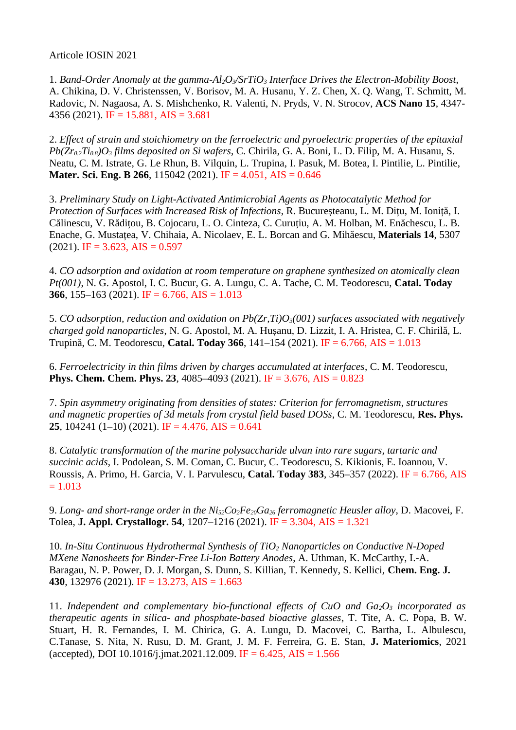Articole IOSIN 2021

1. *Band-Order Anomaly at the gamma-$Al_2O_3$/$SrTiO_3$ Interface Drives the Electron-Mobility Boost*, A. Chikina, D. V. Christenssen, V. Borisov, M. A. Husanu, Y. Z. Chen, X. Q. Wang, T. Schmitt, M. Radovic, N. Nagaosa, A. S. Mishchenko, R. Valenti, N. Pryds, V. N. Strocov, **ACS Nano 15**, 4347-4356 (2021). IF = 15.881, AIS = 3.681

2. *Effect of strain and stoichiometry on the ferroelectric and pyroelectric properties of the epitaxial $Pb(Zr_{0.2}Ti_{0.8})O_3$ films deposited on Si wafers*, C. Chirila, G. A. Boni, L. D. Filip, M. A. Husanu, S. Neatu, C. M. Istrate, G. Le Rhun, B. Vilquin, L. Trupina, I. Pasuk, M. Botea, I. Pintilie, L. Pintilie, **Mater. Sci. Eng. B 266**, 115042 (2021). IF = 4.051, AIS = 0.646

3. *Preliminary Study on Light-Activated Antimicrobial Agents as Photocatalytic Method for Protection of Surfaces with Increased Risk of Infections*, R. Bucureșteanu, L. M. Dițu, M. Ioniță, I. Călinescu, V. Răditou, B. Cojocaru, L. O. Cinteza, C. Curuțiu, A. M. Holban, M. Enăchescu, L. B. Enache, G. Mustațea, V. Chihaia, A. Nicolaev, E. L. Borcan and G. Mihăescu, **Materials 14**, 5307 (2021). IF = 3.623, AIS = 0.597

4. *CO adsorption and oxidation at room temperature on graphene synthesized on atomically clean Pt(001)*, N. G. Apostol, I. C. Bucur, G. A. Lungu, C. A. Tache, C. M. Teodorescu, **Catal. Today 366**, 155–163 (2021). IF = 6.766, AIS = 1.013

5. *CO adsorption, reduction and oxidation on $Pb(Zr,Ti)O_3(001)$ surfaces associated with negatively charged gold nanoparticles*, N. G. Apostol, M. A. Hușanu, D. Lizzit, I. A. Hristea, C. F. Chirilă, L. Trupină, C. M. Teodorescu, **Catal. Today 366**, 141–154 (2021). IF = 6.766, AIS = 1.013

6. *Ferroelectricity in thin films driven by charges accumulated at interfaces*, C. M. Teodorescu, **Phys. Chem. Chem. Phys. 23**, 4085–4093 (2021). IF = 3.676, AIS = 0.823

7. *Spin asymmetry originating from densities of states: Criterion for ferromagnetism, structures and magnetic properties of 3d metals from crystal field based DOSs*, C. M. Teodorescu, **Res. Phys. 25**, 104241 (1–10) (2021). IF = 4.476, AIS = 0.641

8. *Catalytic transformation of the marine polysaccharide ulvan into rare sugars, tartaric and succinic acids*, I. Podolean, S. M. Coman, C. Bucur, C. Teodorescu, S. Kikionis, E. Ioannou, V. Roussis, A. Primo, H. Garcia, V. I. Parvulescu, **Catal. Today 383**, 345–357 (2022). IF = 6.766, AIS = 1.013

9. *Long- and short-range order in the $Ni_{52}Co_2Fe_{20}Ga_{26}$ ferromagnetic Heusler alloy*, D. Macovei, F. Tolea, **J. Appl. Crystallogr. 54**, 1207–1216 (2021). IF = 3.304, AIS = 1.321

10. *In-Situ Continuous Hydrothermal Synthesis of $TiO_2$ Nanoparticles on Conductive N-Doped MXene Nanosheets for Binder-Free Li-Ion Battery Anodes*, A. Uthman, K. McCarthy, I.-A. Baragau, N. P. Power, D. J. Morgan, S. Dunn, S. Killian, T. Kennedy, S. Kellici, **Chem. Eng. J. 430**, 132976 (2021). IF = 13.273, AIS = 1.663

11. *Independent and complementary bio-functional effects of CuO and $Ga_2O_3$ incorporated as therapeutic agents in silica- and phosphate-based bioactive glasses*, T. Tite, A. C. Popa, B. W. Stuart, H. R. Fernandes, I. M. Chirica, G. A. Lungu, D. Macovei, C. Bartha, L. Albulescu, C.Tanase, S. Nita, N. Rusu, D. M. Grant, J. M. F. Ferreira, G. E. Stan, **J. Materiomics**, 2021 (accepted), DOI 10.1016/j.jmat.2021.12.009. IF = 6.425, AIS = 1.566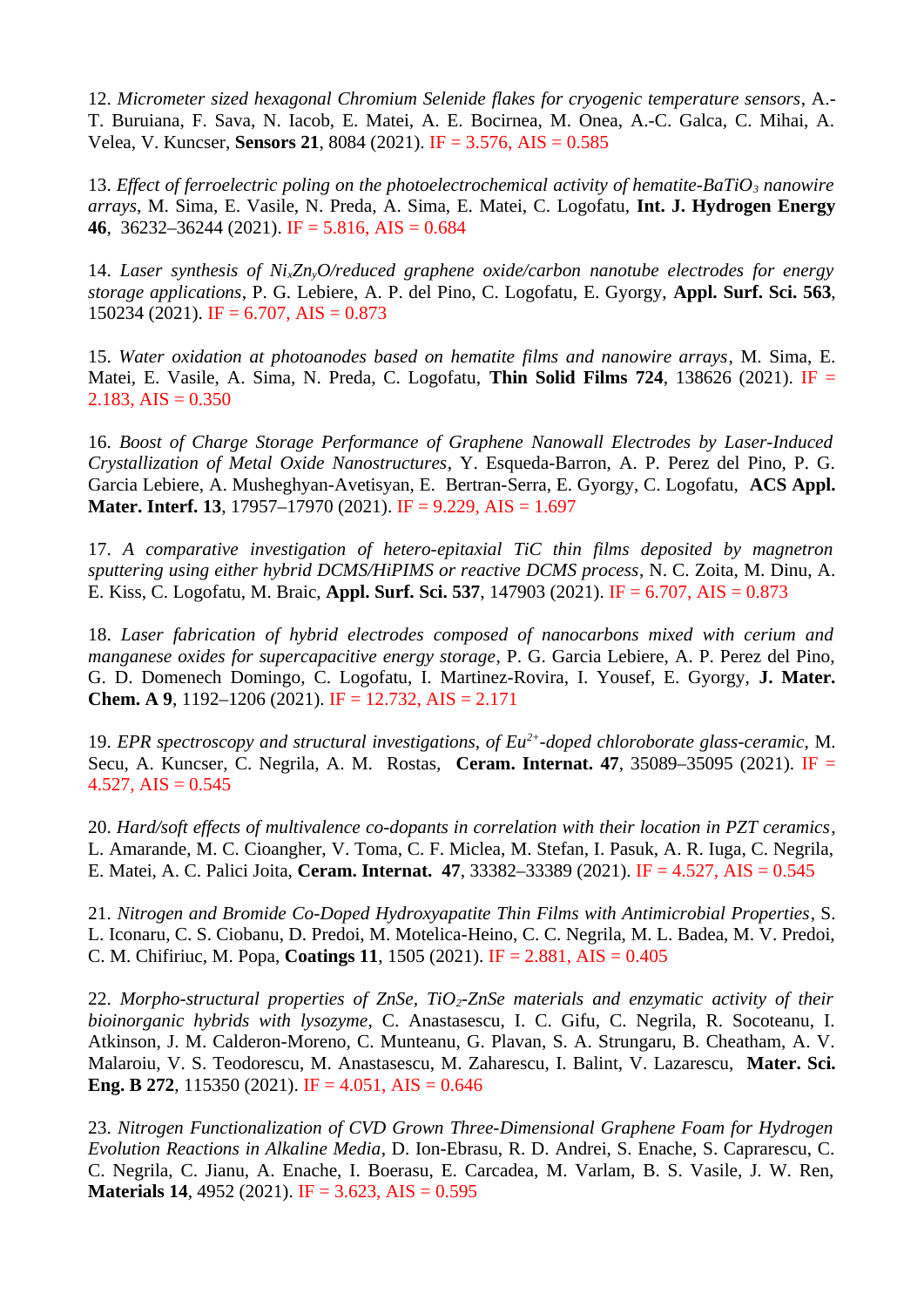12. *Micrometer sized hexagonal Chromium Selenide flakes for cryogenic temperature sensors*, A.-T. Buruiana, F. Sava, N. Iacob, E. Matei, A. E. Bocirnea, M. Onea, A.-C. Galca, C. Mihai, A. Velea, V. Kuncser, **Sensors 21**, 8084 (2021). IF = 3.576, AIS = 0.585

13. *Effect of ferroelectric poling on the photoelectrochemical activity of hematite-$BaTiO_3$ nanowire arrays*, M. Sima, E. Vasile, N. Preda, A. Sima, E. Matei, C. Logofatu, **Int. J. Hydrogen Energy 46**, 36232–36244 (2021). IF = 5.816, AIS = 0.684

14. *Laser synthesis of $Ni_xZn_yO$/reduced graphene oxide/carbon nanotube electrodes for energy storage applications*, P. G. Lebiere, A. P. del Pino, C. Logofatu, E. Gyorgy, **Appl. Surf. Sci. 563**, 150234 (2021). IF = 6.707, AIS = 0.873

15. *Water oxidation at photoanodes based on hematite films and nanowire arrays*, M. Sima, E. Matei, E. Vasile, A. Sima, N. Preda, C. Logofatu, **Thin Solid Films 724**, 138626 (2021). IF = 2.183, AIS = 0.350

16. *Boost of Charge Storage Performance of Graphene Nanowall Electrodes by Laser-Induced Crystallization of Metal Oxide Nanostructures*, Y. Esqueda-Barron, A. P. Perez del Pino, P. G. Garcia Lebiere, A. Musheghyan-Avetisyan, E. Bertran-Serra, E. Gyorgy, C. Logofatu, **ACS Appl. Mater. Interf. 13**, 17957–17970 (2021). IF = 9.229, AIS = 1.697

17. *A comparative investigation of hetero-epitaxial TiC thin films deposited by magnetron sputtering using either hybrid DCMS/HiPIMS or reactive DCMS process*, N. C. Zoita, M. Dinu, A. E. Kiss, C. Logofatu, M. Braic, **Appl. Surf. Sci. 537**, 147903 (2021). IF = 6.707, AIS = 0.873

18. *Laser fabrication of hybrid electrodes composed of nanocarbons mixed with cerium and manganese oxides for supercapacitive energy storage*, P. G. Garcia Lebiere, A. P. Perez del Pino, G. D. Domenech Domingo, C. Logofatu, I. Martinez-Rovira, I. Yousef, E. Gyorgy, **J. Mater. Chem. A 9**, 1192–1206 (2021). IF = 12.732, AIS = 2.171

19. *EPR spectroscopy and structural investigations, of $Eu^{2+}$-doped chloroborate glass-ceramic*, M. Secu, A. Kuncser, C. Negrila, A. M. Rostas, **Ceram. Internat. 47**, 35089–35095 (2021). IF = 4.527, AIS = 0.545

20. *Hard/soft effects of multivalence co-dopants in correlation with their location in PZT ceramics*, L. Amarande, M. C. Cioangher, V. Toma, C. F. Miclea, M. Stefan, I. Pasuk, A. R. Iuga, C. Negrila, E. Matei, A. C. Palici Joita, **Ceram. Internat. 47**, 33382–33389 (2021). IF = 4.527, AIS = 0.545

21. *Nitrogen and Bromide Co-Doped Hydroxyapatite Thin Films with Antimicrobial Properties*, S. L. Iconaru, C. S. Ciobanu, D. Predoi, M. Motelica-Heino, C. C. Negrila, M. L. Badea, M. V. Predoi, C. M. Chifiriuc, M. Popa, **Coatings 11**, 1505 (2021). IF = 2.881, AIS = 0.405

22. *Morpho-structural properties of ZnSe, $TiO_2$-ZnSe materials and enzymatic activity of their bioinorganic hybrids with lysozyme*, C. Anastasescu, I. C. Gifu, C. Negrila, R. Socoteanu, I. Atkinson, J. M. Calderon-Moreno, C. Munteanu, G. Plavan, S. A. Strungaru, B. Cheatham, A. V. Malaroiu, V. S. Teodorescu, M. Anastasescu, M. Zaharescu, I. Balint, V. Lazarescu, **Mater. Sci. Eng. B 272**, 115350 (2021). IF = 4.051, AIS = 0.646

23. *Nitrogen Functionalization of CVD Grown Three-Dimensional Graphene Foam for Hydrogen Evolution Reactions in Alkaline Media*, D. Ion-Ebrasu, R. D. Andrei, S. Enache, S. Caprarescu, C. C. Negrila, C. Jianu, A. Enache, I. Boerasu, E. Carcadea, M. Varlam, B. S. Vasile, J. W. Ren, **Materials 14**, 4952 (2021). IF = 3.623, AIS = 0.595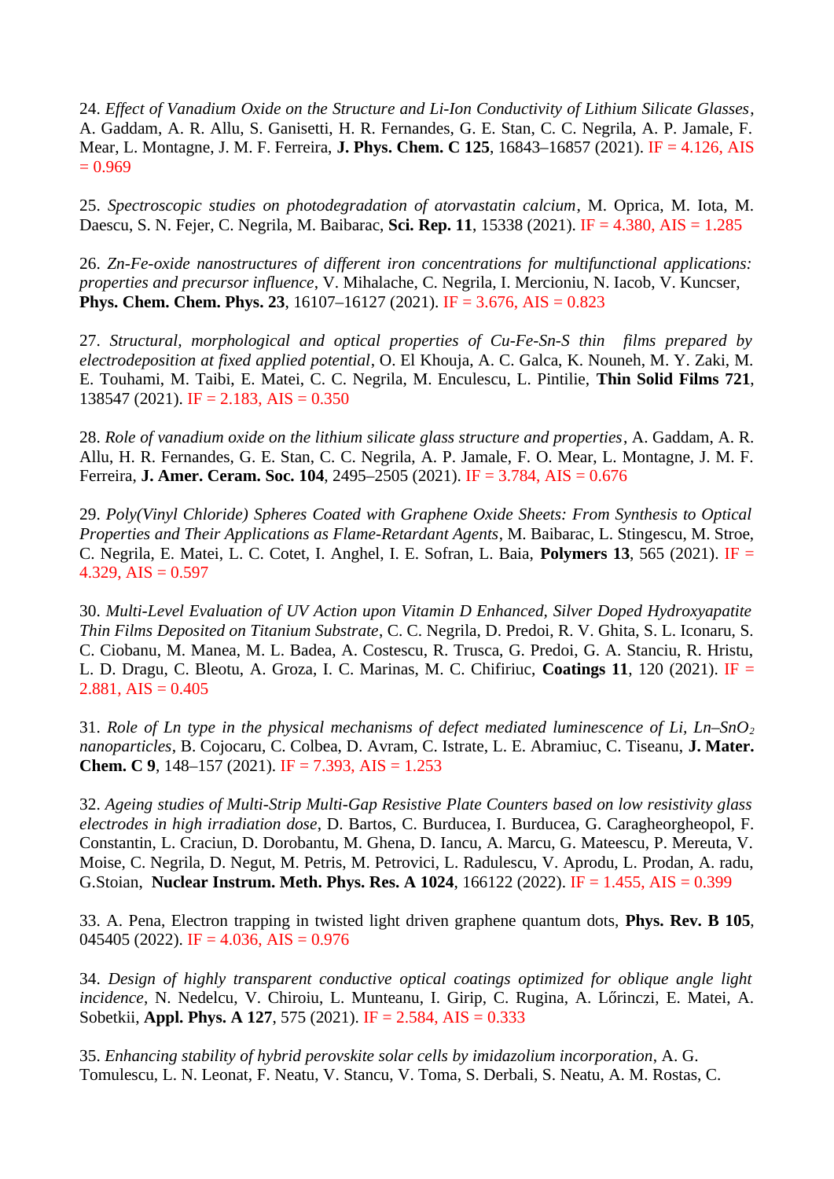24. *Effect of Vanadium Oxide on the Structure and Li-Ion Conductivity of Lithium Silicate Glasses*, A. Gaddam, A. R. Allu, S. Ganisetti, H. R. Fernandes, G. E. Stan, C. C. Negrila, A. P. Jamale, F. Mear, L. Montagne, J. M. F. Ferreira, **J. Phys. Chem. C 125**, 16843–16857 (2021). IF = 4.126, AIS = 0.969

25. *Spectroscopic studies on photodegradation of atorvastatin calcium*, M. Oprica, M. Iota, M. Daescu, S. N. Fejer, C. Negrila, M. Baibarac, **Sci. Rep. 11**, 15338 (2021). IF = 4.380, AIS = 1.285

26. *Zn-Fe-oxide nanostructures of different iron concentrations for multifunctional applications: properties and precursor influence*, V. Mihalache, C. Negrila, I. Mercioniu, N. Iacob, V. Kuncser, **Phys. Chem. Chem. Phys. 23**, 16107–16127 (2021). IF = 3.676, AIS = 0.823

27. *Structural, morphological and optical properties of Cu-Fe-Sn-S thin films prepared by electrodeposition at fixed applied potential*, O. El Khouja, A. C. Galca, K. Nouneh, M. Y. Zaki, M. E. Touhami, M. Taibi, E. Matei, C. C. Negrila, M. Enculescu, L. Pintilie, **Thin Solid Films 721**, 138547 (2021). IF = 2.183, AIS = 0.350

28. *Role of vanadium oxide on the lithium silicate glass structure and properties*, A. Gaddam, A. R. Allu, H. R. Fernandes, G. E. Stan, C. C. Negrila, A. P. Jamale, F. O. Mear, L. Montagne, J. M. F. Ferreira, **J. Amer. Ceram. Soc. 104**, 2495–2505 (2021). IF = 3.784, AIS = 0.676

29. *Poly(Vinyl Chloride) Spheres Coated with Graphene Oxide Sheets: From Synthesis to Optical Properties and Their Applications as Flame-Retardant Agents*, M. Baibarac, L. Stingescu, M. Stroe, C. Negrila, E. Matei, L. C. Cotet, I. Anghel, I. E. Sofran, L. Baia, **Polymers 13**, 565 (2021). IF = 4.329, AIS = 0.597

30. *Multi-Level Evaluation of UV Action upon Vitamin D Enhanced, Silver Doped Hydroxyapatite Thin Films Deposited on Titanium Substrate*, C. C. Negrila, D. Predoi, R. V. Ghita, S. L. Iconaru, S. C. Ciobanu, M. Manea, M. L. Badea, A. Costescu, R. Trusca, G. Predoi, G. A. Stanciu, R. Hristu, L. D. Dragu, C. Bleotu, A. Groza, I. C. Marinas, M. C. Chifiriuc, **Coatings 11**, 120 (2021). IF = 2.881, AIS = 0.405

31. *Role of Ln type in the physical mechanisms of defect mediated luminescence of Li, Ln–*$SnO_2$ *nanoparticles*, B. Cojocaru, C. Colbea, D. Avram, C. Istrate, L. E. Abramiuc, C. Tiseanu, **J. Mater. Chem. C 9**, 148–157 (2021). IF = 7.393, AIS = 1.253

32. *Ageing studies of Multi-Strip Multi-Gap Resistive Plate Counters based on low resistivity glass electrodes in high irradiation dose*, D. Bartos, C. Burducea, I. Burducea, G. Caragheorgheopol, F. Constantin, L. Craciun, D. Dorobantu, M. Ghena, D. Iancu, A. Marcu, G. Mateescu, P. Mereuta, V. Moise, C. Negrila, D. Negut, M. Petris, M. Petrovici, L. Radulescu, V. Aprodu, L. Prodan, A. radu, G.Stoian, **Nuclear Instrum. Meth. Phys. Res. A 1024**, 166122 (2022). IF = 1.455, AIS = 0.399

33. A. Pena, Electron trapping in twisted light driven graphene quantum dots, **Phys. Rev. B 105**, 045405 (2022). IF = 4.036, AIS = 0.976

34. *Design of highly transparent conductive optical coatings optimized for oblique angle light incidence*, N. Nedelcu, V. Chiroiu, L. Munteanu, I. Girip, C. Rugina, A. Lőrinczi, E. Matei, A. Sobetkii, **Appl. Phys. A 127**, 575 (2021). IF = 2.584, AIS = 0.333

35. *Enhancing stability of hybrid perovskite solar cells by imidazolium incorporation*, A. G. Tomulescu, L. N. Leonat, F. Neatu, V. Stancu, V. Toma, S. Derbali, S. Neatu, A. M. Rostas, C.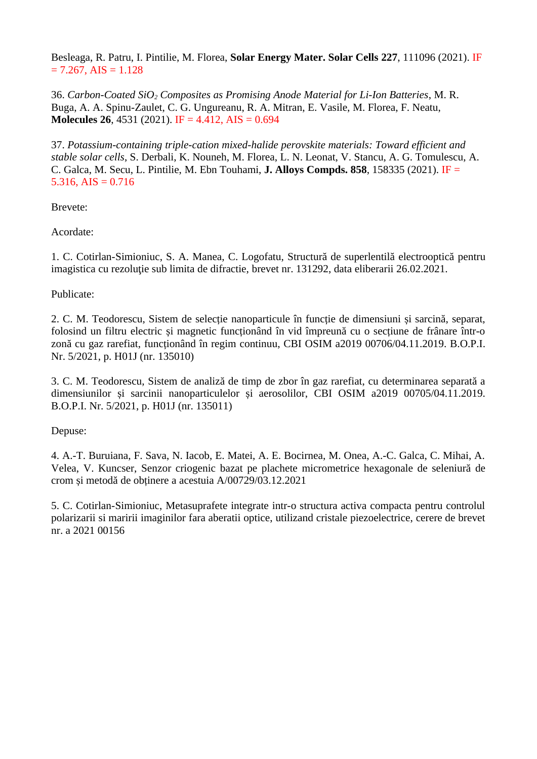Besleaga, R. Patru, I. Pintilie, M. Florea, **Solar Energy Mater. Solar Cells 227**, 111096 (2021). IF = 7.267, AIS = 1.128

36. *Carbon-Coated $SiO_2$ Composites as Promising Anode Material for Li-Ion Batteries*, M. R. Buga, A. A. Spinu-Zaulet, C. G. Ungureanu, R. A. Mitran, E. Vasile, M. Florea, F. Neatu, **Molecules 26**, 4531 (2021). IF = 4.412, AIS = 0.694

37. *Potassium-containing triple-cation mixed-halide perovskite materials: Toward efficient and stable solar cells*, S. Derbali, K. Nouneh, M. Florea, L. N. Leonat, V. Stancu, A. G. Tomulescu, A. C. Galca, M. Secu, L. Pintilie, M. Ebn Touhami, **J. Alloys Compds. 858**, 158335 (2021). IF = 5.316, AIS = 0.716

Brevete:

Acordate:

1. C. Cotirlan-Simioniuc, S. A. Manea, C. Logofatu, Structură de superlentilă electrooptică pentru imagistica cu rezoluţie sub limita de difractie, brevet nr. 131292, data eliberarii 26.02.2021.

Publicate:

2. C. M. Teodorescu, Sistem de selecție nanoparticule în funcție de dimensiuni și sarcină, separat, folosind un filtru electric și magnetic funcționând în vid împreună cu o secțiune de frânare într-o zonă cu gaz rarefiat, funcționând în regim continuu, CBI OSIM a2019 00706/04.11.2019. B.O.P.I. Nr. 5/2021, p. H01J (nr. 135010)

3. C. M. Teodorescu, Sistem de analiză de timp de zbor în gaz rarefiat, cu determinarea separată a dimensiunilor și sarcinii nanoparticulelor și aerosolilor, CBI OSIM a2019 00705/04.11.2019. B.O.P.I. Nr. 5/2021, p. H01J (nr. 135011)

Depuse:

4. A.-T. Buruiana, F. Sava, N. Iacob, E. Matei, A. E. Bocirnea, M. Onea, A.-C. Galca, C. Mihai, A. Velea, V. Kuncser, Senzor criogenic bazat pe plachete micrometrice hexagonale de seleniură de crom și metodă de obținere a acestuia A/00729/03.12.2021

5. C. Cotirlan-Simioniuc, Metasuprafete integrate intr-o structura activa compacta pentru controlul polarizarii si maririi imaginilor fara aberatii optice, utilizand cristale piezoelectrice, cerere de brevet nr. a 2021 00156